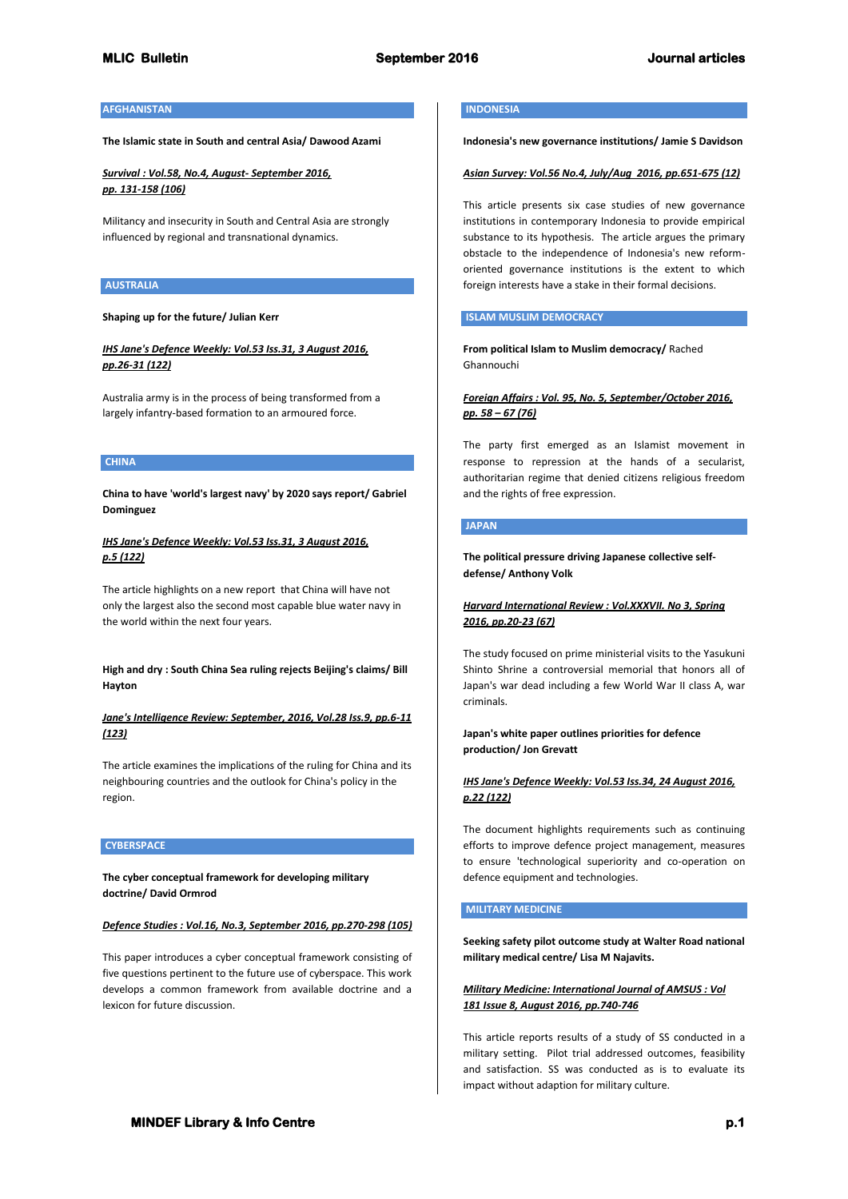## AFGHANISTAN

**The Islamic state in South and central Asia/ Dawood Azami**

***Survival : Vol.58, No.4, August- September 2016, pp. 131-158 (106)***

Militancy and insecurity in South and Central Asia are strongly influenced by regional and transnational dynamics.

## AUSTRALIA

**Shaping up for the future/ Julian Kerr**

***IHS Jane's Defence Weekly: Vol.53 Iss.31, 3 August 2016, pp.26-31 (122)***

Australia army is in the process of being transformed from a largely infantry-based formation to an armoured force.

## CHINA

**China to have 'world's largest navy' by 2020 says report/ Gabriel Dominguez**

***IHS Jane's Defence Weekly: Vol.53 Iss.31, 3 August 2016, p.5 (122)***

The article highlights on a new report that China will have not only the largest but also the second most capable blue water navy in the world within the next four years.

**High and dry : South China Sea ruling rejects Beijing's claims/ Bill Hayton**

***Jane's Intelligence Review: September, 2016, Vol.28 Iss.9, pp.6-11 (123)***

The article examines the implications of the ruling for China and its neighbouring countries and the outlook for China's policy in the region.

## CYBERSPACE

**The cyber conceptual framework for developing military doctrine/ David Ormrod**

***Defence Studies : Vol.16, No.3, September 2016, pp.270-298 (105)***

This paper introduces a cyber conceptual framework consisting of five questions pertinent to the future use of cyberspace. This work develops a common framework from available doctrine and a lexicon for future discussion.

## INDONESIA

**Indonesia's new governance institutions/ Jamie S Davidson**

***Asian Survey: Vol.56 No.4, July/Aug 2016, pp.651-675 (12)***

This article presents six case studies of new governance institutions in contemporary Indonesia to provide empirical substance to its hypothesis. The article argues the primary obstacle to the independence of Indonesia's new reform-oriented governance institutions is the extent to which foreign interests have a stake in their formal decisions.

## ISLAM MUSLIM DEMOCRACY

**From political Islam to Muslim democracy/** Rached Ghannouchi

***Foreign Affairs : Vol. 95, No. 5, September/October 2016, pp. 58 – 67 (76)***

The party first emerged as an Islamist movement in response to repression at the hands of a secularist, authoritarian regime that denied citizens religious freedom and the rights of free expression.

## JAPAN

**The political pressure driving Japanese collective self-defense/ Anthony Volk**

***Harvard International Review : Vol.XXXVII. No 3, Spring 2016, pp.20-23 (67)***

The study focused on prime ministerial visits to the Yasukuni Shinto Shrine a controversial memorial that honors all of Japan's war dead including a few World War II class A, war criminals.

**Japan's white paper outlines priorities for defence production/ Jon Grevatt**

***IHS Jane's Defence Weekly: Vol.53 Iss.34, 24 August 2016, p.22 (122)***

The document highlights requirements such as continuing efforts to improve defence project management, measures to ensure 'technological superiority and co-operation on defence equipment and technologies.

## MILITARY MEDICINE

**Seeking safety pilot outcome study at Walter Road national military medical centre/ Lisa M Najavits.**

***Military Medicine: International Journal of AMSUS : Vol 181 Issue 8, August 2016, pp.740-746***

This article reports results of a study of SS conducted in a military setting. Pilot trial addressed outcomes, feasibility and satisfaction. SS was conducted as is to evaluate its impact without adaption for military culture.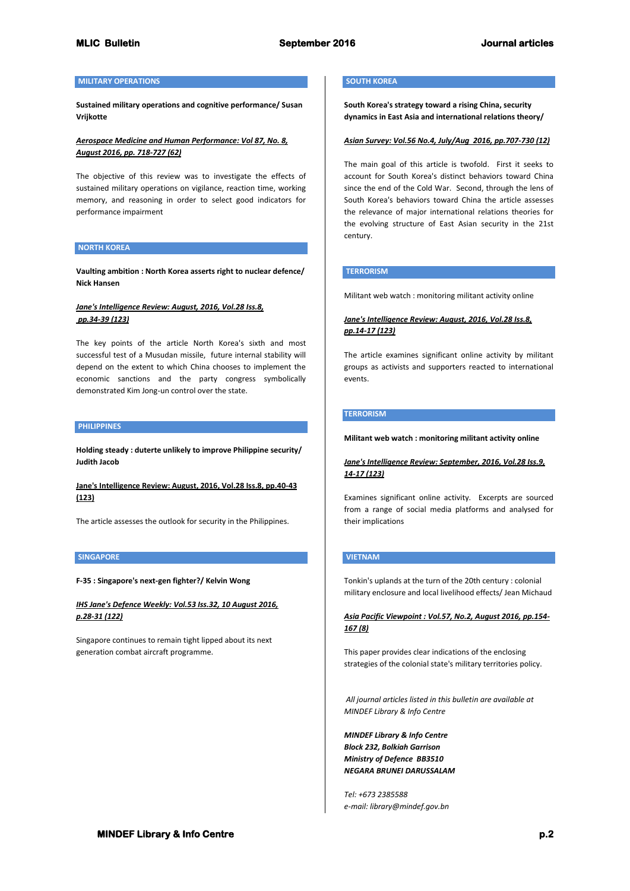## MILITARY OPERATIONS

**Sustained military operations and cognitive performance/ Susan Vrijkotte**

***Aerospace Medicine and Human Performance: Vol 87, No. 8, August 2016, pp. 718-727 (62)***

The objective of this review was to investigate the effects of sustained military operations on vigilance, reaction time, working memory, and reasoning in order to select good indicators for performance impairment

## NORTH KOREA

**Vaulting ambition : North Korea asserts right to nuclear defence/ Nick Hansen**

***Jane's Intelligence Review: August, 2016, Vol.28 Iss.8, pp.34-39 (123)***

The key points of the article North Korea's sixth and most successful test of a Musudan missile, future internal stability will depend on the extent to which China chooses to implement the economic sanctions and the party congress symbolically demonstrated Kim Jong-un control over the state.

## PHILIPPINES

**Holding steady : duterte unlikely to improve Philippine security/ Judith Jacob**

**Jane's Intelligence Review: August, 2016, Vol.28 Iss.8, pp.40-43 (123)**

The article assesses the outlook for security in the Philippines.

## SINGAPORE

**F-35 : Singapore's next-gen fighter?/ Kelvin Wong**

***IHS Jane's Defence Weekly: Vol.53 Iss.32, 10 August 2016, p.28-31 (122)***

Singapore continues to remain tight lipped about its next generation combat aircraft programme.

## SOUTH KOREA

**South Korea's strategy toward a rising China, security dynamics in East Asia and international relations theory/**

***Asian Survey: Vol.56 No.4, July/Aug 2016, pp.707-730 (12)***

The main goal of this article is twofold. First it seeks to account for South Korea's distinct behaviors toward China since the end of the Cold War. Second, through the lens of South Korea's behaviors toward China the article assesses the relevance of major international relations theories for the evolving structure of East Asian security in the 21st century.

## TERRORISM

Militant web watch : monitoring militant activity online

***Jane's Intelligence Review: August, 2016, Vol.28 Iss.8, pp.14-17 (123)***

The article examines significant online activity by militant groups as activists and supporters reacted to international events.

## TERRORISM

**Militant web watch : monitoring militant activity online**

***Jane's Intelligence Review: September, 2016, Vol.28 Iss.9, 14-17 (123)***

Examines significant online activity. Excerpts are sourced from a range of social media platforms and analysed for their implications

## VIETNAM

Tonkin's uplands at the turn of the 20th century : colonial military enclosure and local livelihood effects/ Jean Michaud

***Asia Pacific Viewpoint : Vol.57, No.2, August 2016, pp.154-167 (8)***

This paper provides clear indications of the enclosing strategies of the colonial state's military territories policy.

*All journal articles listed in this bulletin are available at MINDEF Library & Info Centre*

***MINDEF Library & Info Centre***
***Block 232, Bolkiah Garrison***
***Ministry of Defence BB3510***
***NEGARA BRUNEI DARUSSALAM***

*Tel: +673 2385588*
*e-mail: library@mindef.gov.bn*